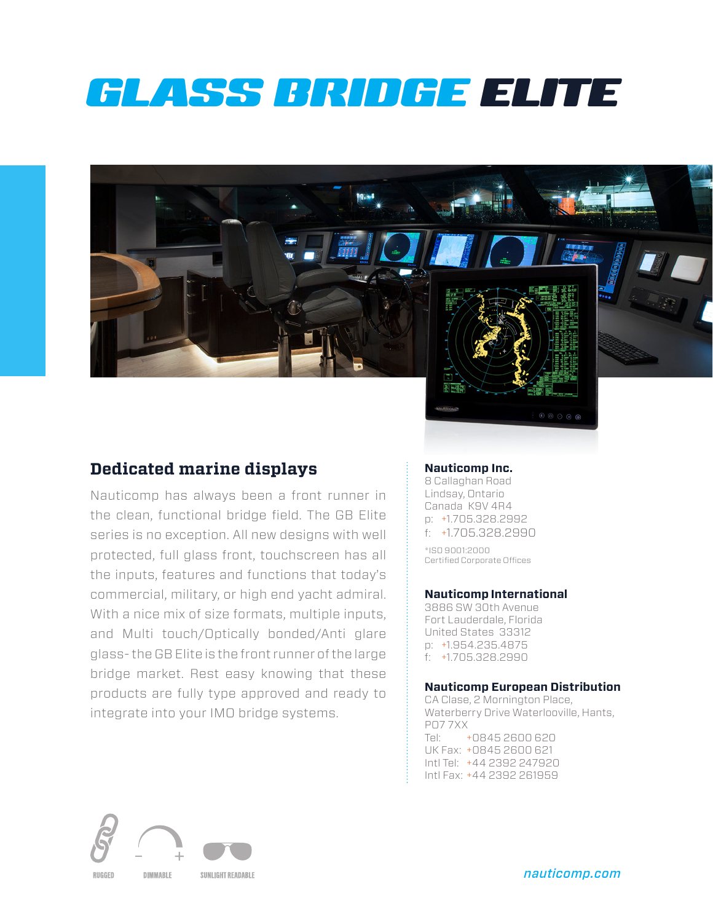# GLASS BRIDGE ELITE

## Dedicated marine displays

Nauticomp has always been a front runner in the clean, functional bridge field. The GB Elite series is no exception. All new designs with well protected, full glass front, touchscreen has all the inputs, features and functions that today's commercial, military, or high end yacht admiral. With a nice mix of size formats, multiple inputs, and Multi touch/Optically bonded/Anti glare glass- the GB Elite is the front runner of the large bridge market. Rest easy knowing that these products are fully type approved and ready to integrate into your IMO bridge systems.

**Nauticomp Inc.**
8 Callaghan Road
Lindsay, Ontario
Canada K9V 4R4
p: +1.705.328.2992
f: +1.705.328.2990

*ISO 9001:2000
Certified Corporate Offices

**Nauticomp International**
3886 SW 30th Avenue
Fort Lauderdale, Florida
United States 33312
p: +1.954.235.4875
f: +1.705.328.2990

**Nauticomp European Distribution**
CA Clase, 2 Mornington Place,
Waterberry Drive Waterlooville, Hants,
PO7 7XX
Tel: +0845 2600 620
UK Fax: +0845 2600 621
Intl Tel: +44 2392 247920
Intl Fax: +44 2392 261959

RUGGED DIMMABLE SUNLIGHT READABLE

nauticomp.com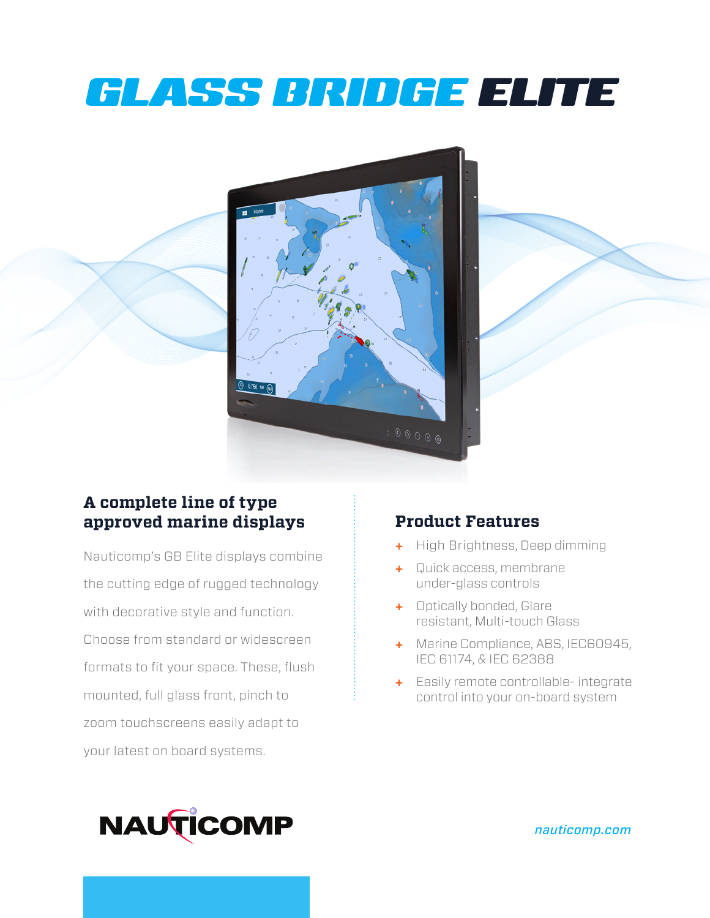# GLASS BRIDGE ELITE

## A complete line of type approved marine displays

Nauticomp's GB Elite displays combine the cutting edge of rugged technology with decorative style and function. Choose from standard or widescreen formats to fit your space. These, flush mounted, full glass front, pinch to zoom touchscreens easily adapt to your latest on board systems.

## Product Features

- High Brightness, Deep dimming
- Quick access, membrane under-glass controls
- Optically bonded, Glare resistant, Multi-touch Glass
- Marine Compliance, ABS, IEC60945, IEC 61174, & IEC 62388
- Easily remote controllable- integrate control into your on-board system

NAUTICOMP

nauticomp.com